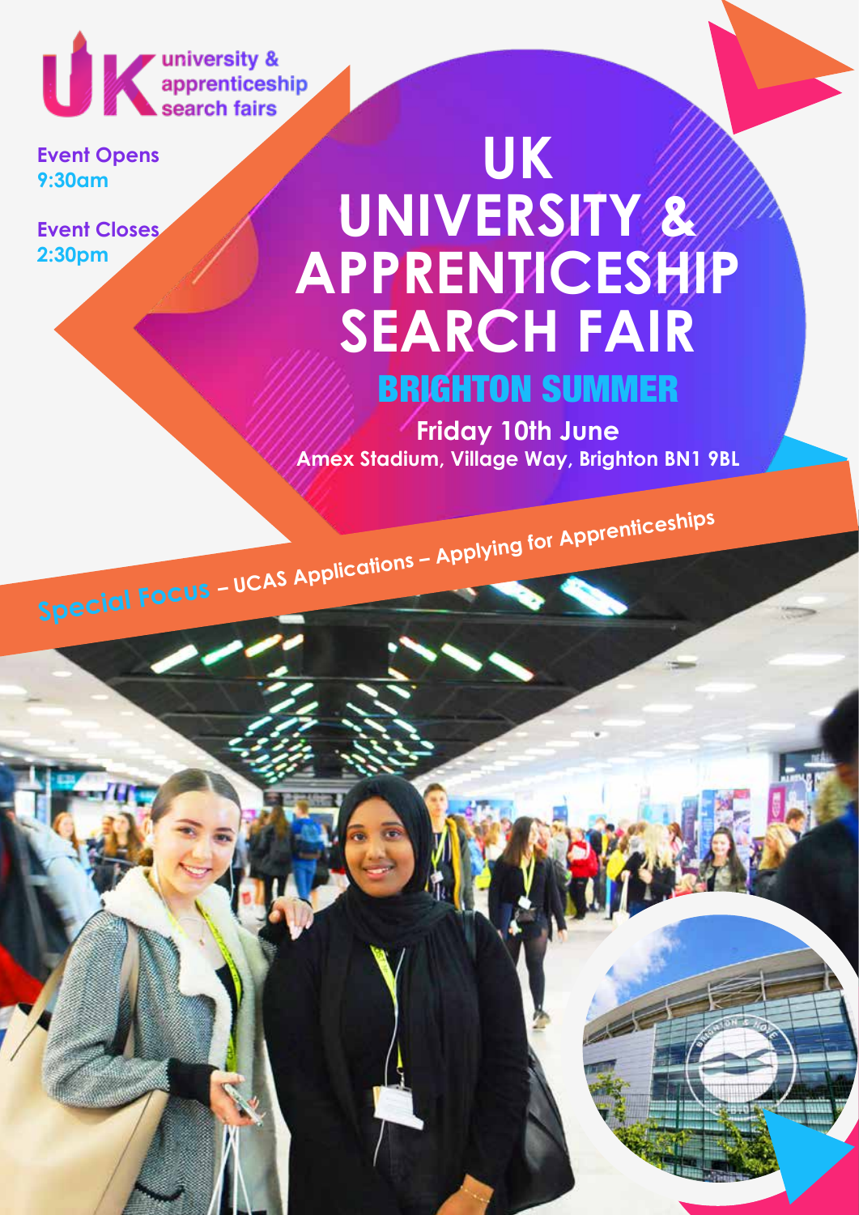university & apprenticeship search fairs

**Event Opens**
**9:30am**

**Event Closes**
**2:30pm**

# UK UNIVERSITY & APPRENTICESHIP SEARCH FAIR

## BRIGHTON SUMMER

**Friday 10th June**

**Amex Stadium, Village Way, Brighton BN1 9BL**

**Special Focus – UCAS Applications – Applying for Apprenticeships**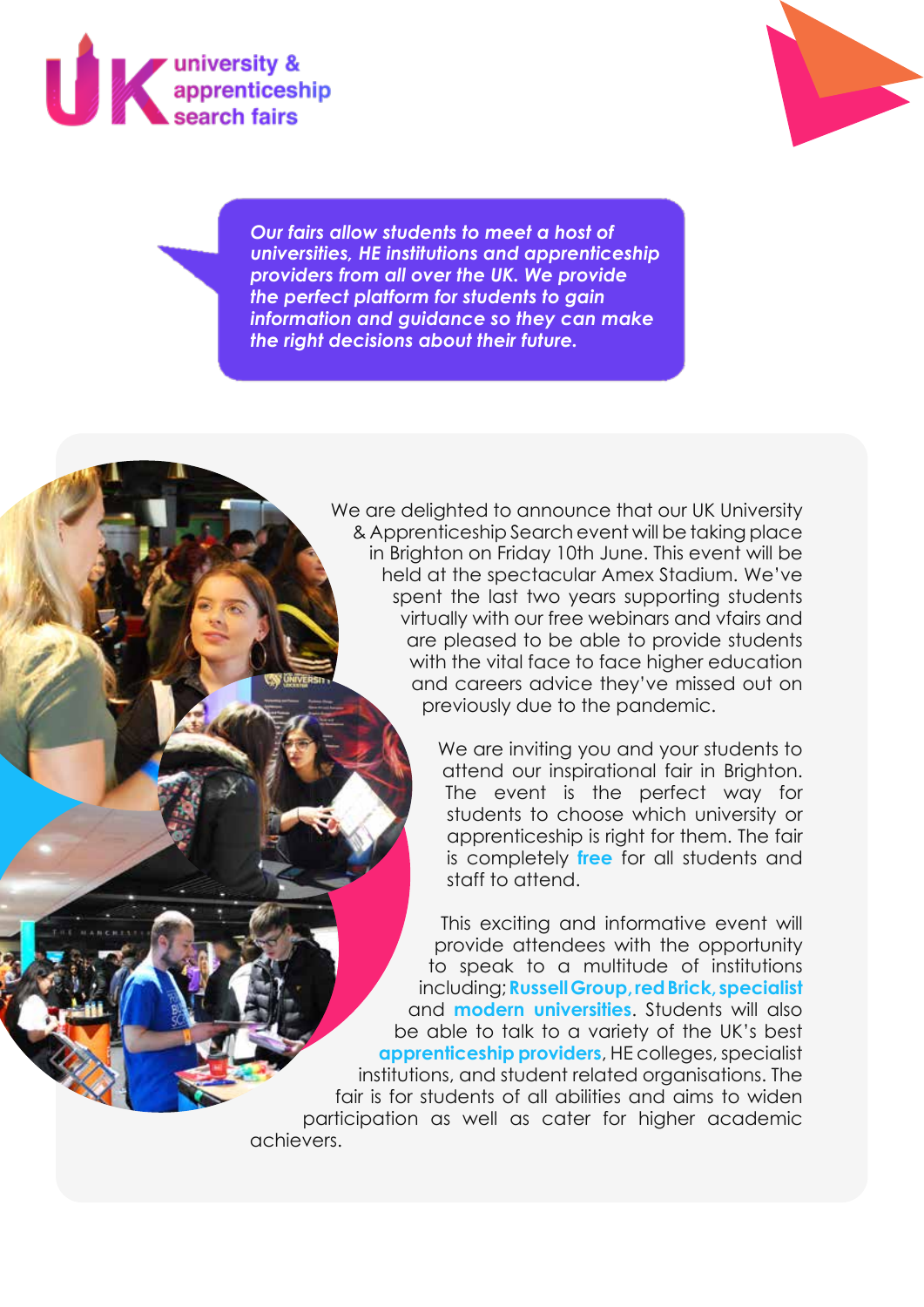UK university & apprenticeship search fairs

***Our fairs allow students to meet a host of universities, HE institutions and apprenticeship providers from all over the UK. We provide the perfect platform for students to gain information and guidance so they can make the right decisions about their future.***

We are delighted to announce that our UK University & Apprenticeship Search event will be taking place in Brighton on Friday 10th June. This event will be held at the spectacular Amex Stadium. We've spent the last two years supporting students virtually with our free webinars and vfairs and are pleased to be able to provide students with the vital face to face higher education and careers advice they've missed out on previously due to the pandemic.

We are inviting you and your students to attend our inspirational fair in Brighton. The event is the perfect way for students to choose which university or apprenticeship is right for them. The fair is completely **free** for all students and staff to attend.

This exciting and informative event will provide attendees with the opportunity to speak to a multitude of institutions including; **Russell Group, red Brick, specialist** and **modern universities**. Students will also be able to talk to a variety of the UK's best **apprenticeship providers**, HE colleges, specialist institutions, and student related organisations. The fair is for students of all abilities and aims to widen participation as well as cater for higher academic achievers.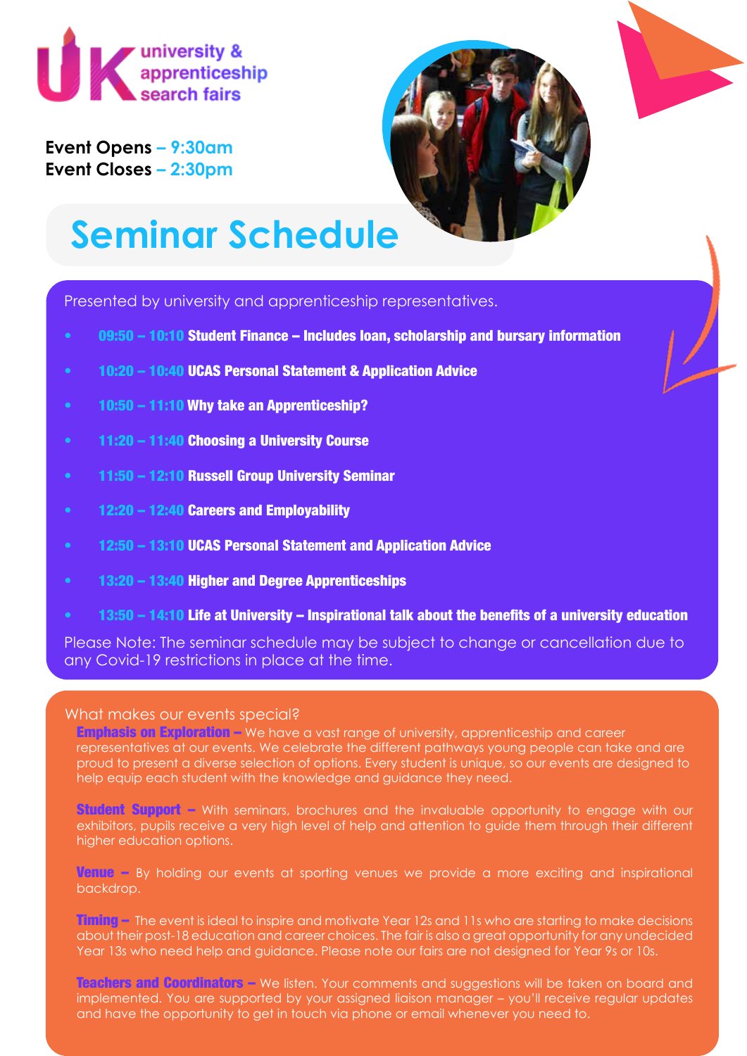UK university & apprenticeship search fairs

**Event Opens** – 9:30am
**Event Closes** – 2:30pm

# Seminar Schedule

Presented by university and apprenticeship representatives.

- 09:50 – 10:10 **Student Finance – Includes loan, scholarship and bursary information**
- 10:20 – 10:40 **UCAS Personal Statement & Application Advice**
- 10:50 – 11:10 **Why take an Apprenticeship?**
- 11:20 – 11:40 **Choosing a University Course**
- 11:50 – 12:10 **Russell Group University Seminar**
- 12:20 – 12:40 **Careers and Employability**
- 12:50 – 13:10 **UCAS Personal Statement and Application Advice**
- 13:20 – 13:40 **Higher and Degree Apprenticeships**
- 13:50 – 14:10 **Life at University – Inspirational talk about the benefits of a university education**

Please Note: The seminar schedule may be subject to change or cancellation due to any Covid-19 restrictions in place at the time.

What makes our events special?

**Emphasis on Exploration –** We have a vast range of university, apprenticeship and career representatives at our events. We celebrate the different pathways young people can take and are proud to present a diverse selection of options. Every student is unique, so our events are designed to help equip each student with the knowledge and guidance they need.

**Student Support –** With seminars, brochures and the invaluable opportunity to engage with our exhibitors, pupils receive a very high level of help and attention to guide them through their different higher education options.

**Venue –** By holding our events at sporting venues we provide a more exciting and inspirational backdrop.

**Timing –** The event is ideal to inspire and motivate Year 12s and 11s who are starting to make decisions about their post-18 education and career choices. The fair is also a great opportunity for any undecided Year 13s who need help and guidance. Please note our fairs are not designed for Year 9s or 10s.

**Teachers and Coordinators –** We listen. Your comments and suggestions will be taken on board and implemented. You are supported by your assigned liaison manager – you'll receive regular updates and have the opportunity to get in touch via phone or email whenever you need to.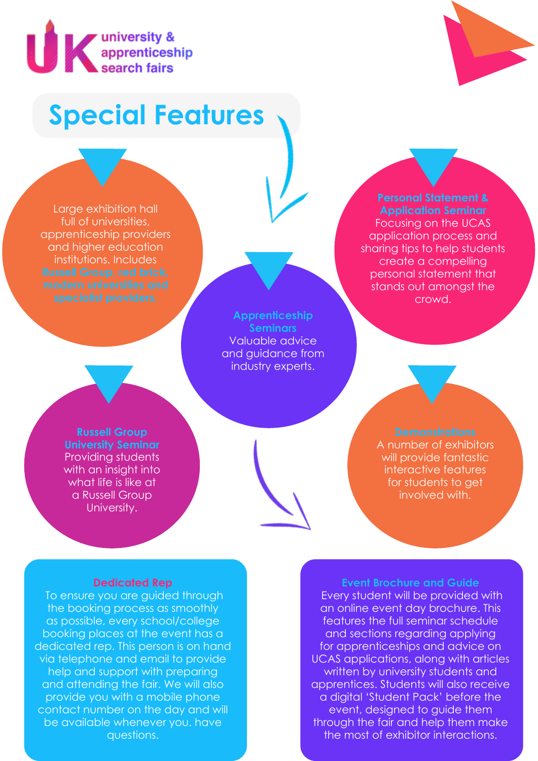UK university & apprenticeship search fairs

# Special Features

Large exhibition hall full of universities, apprenticeship providers and higher education institutions. Includes **Russell Group, red brick, modern universities and specialist providers.**

**Apprenticeship Seminars**
Valuable advice and guidance from industry experts.

**Personal Statement & Application Seminar**
Focusing on the UCAS application process and sharing tips to help students create a compelling personal statement that stands out amongst the crowd.

**Russell Group University Seminar**
Providing students with an insight into what life is like at a Russell Group University.

**Demonstrations**
A number of exhibitors will provide fantastic interactive features for students to get involved with.

**Dedicated Rep**
To ensure you are guided through the booking process as smoothly as possible, every school/college booking places at the event has a dedicated rep. This person is on hand via telephone and email to provide help and support with preparing and attending the fair. We will also provide you with a mobile phone contact number on the day and will be available whenever you. have questions.

**Event Brochure and Guide**
Every student will be provided with an online event day brochure. This features the full seminar schedule and sections regarding applying for apprenticeships and advice on UCAS applications, along with articles written by university students and apprentices. Students will also receive a digital 'Student Pack' before the event, designed to guide them through the fair and help them make the most of exhibitor interactions.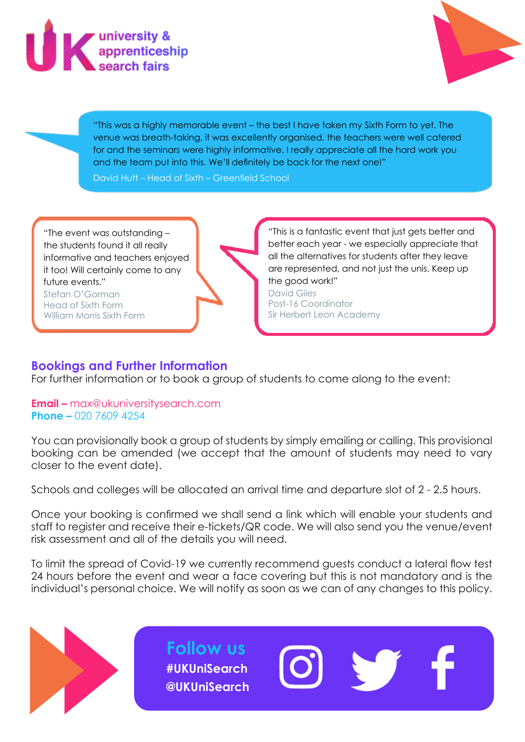university & apprenticeship search fairs

"This was a highly memorable event – the best I have taken my Sixth Form to yet. The venue was breath-taking, it was excellently organised, the teachers were well catered for and the seminars were highly informative. I really appreciate all the hard work you and the team put into this. We'll definitely be back for the next one!"
David Hutt – Head of Sixth – Greenfield School

"The event was outstanding – the students found it all really informative and teachers enjoyed it too! Will certainly come to any future events."
Stefan O'Gorman
Head of Sixth Form
William Morris Sixth Form

"This is a fantastic event that just gets better and better each year - we especially appreciate that all the alternatives for students after they leave are represented, and not just the unis. Keep up the good work!"
David Giles
Post-16 Coordinator
Sir Herbert Leon Academy

## Bookings and Further Information

For further information or to book a group of students to come along to the event:

**Email –** max@ukuniversitysearch.com
**Phone –** 020 7609 4254

You can provisionally book a group of students by simply emailing or calling. This provisional booking can be amended (we accept that the amount of students may need to vary closer to the event date).

Schools and colleges will be allocated an arrival time and departure slot of 2 - 2.5 hours.

Once your booking is confirmed we shall send a link which will enable your students and staff to register and receive their e-tickets/QR code. We will also send you the venue/event risk assessment and all of the details you will need.

To limit the spread of Covid-19 we currently recommend guests conduct a lateral flow test 24 hours before the event and wear a face covering but this is not mandatory and is the individual's personal choice. We will notify as soon as we can of any changes to this policy.

**Follow us**
**#UKUniSearch**
**@UKUniSearch**